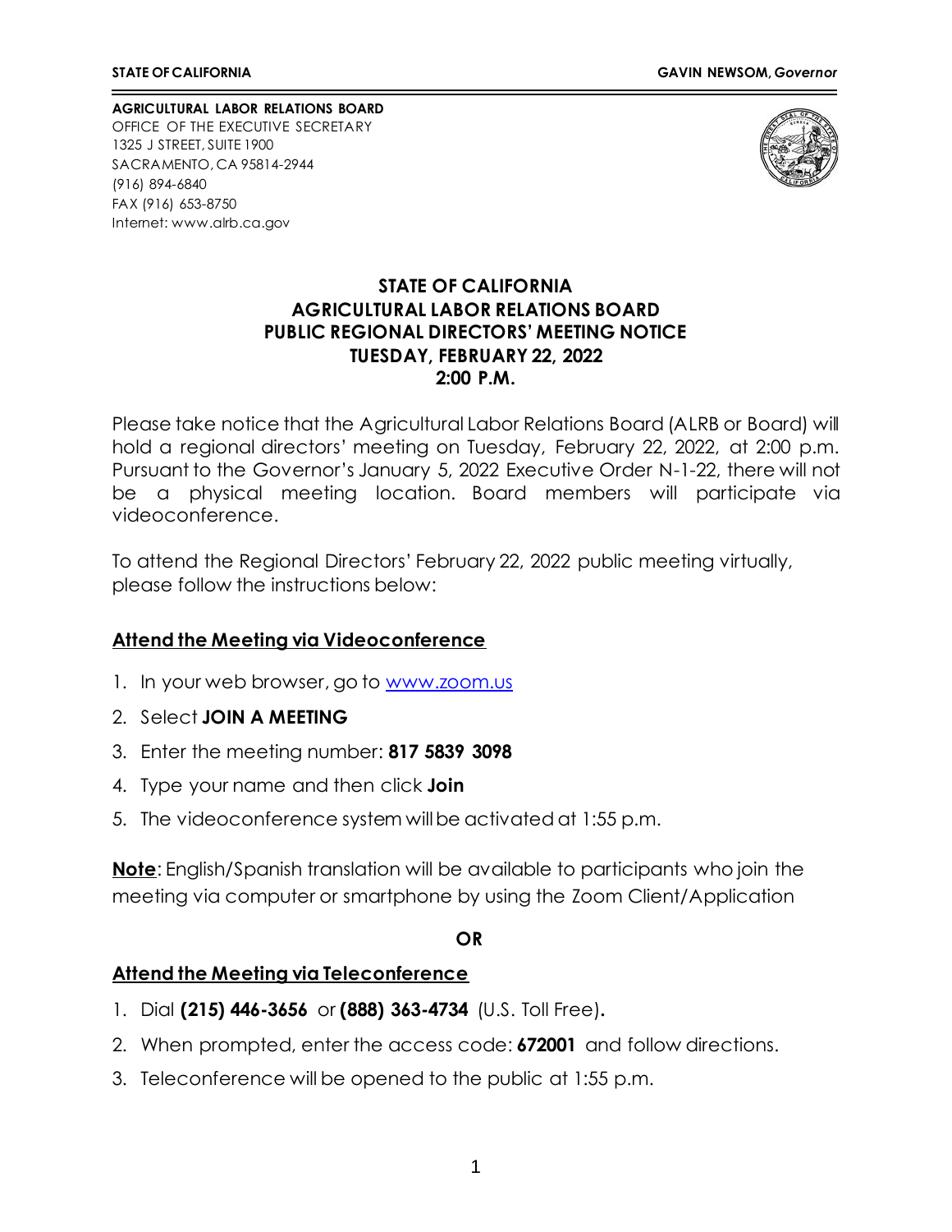**STATE OF CALIFORNIA** **GAVIN NEWSOM,** ***Governor***

**AGRICULTURAL LABOR RELATIONS BOARD**
OFFICE OF THE EXECUTIVE SECRETARY
1325 J STREET, SUITE 1900
SACRAMENTO, CA 95814-2944
(916) 894-6840
FAX (916) 653-8750
Internet: www.alrb.ca.gov

# STATE OF CALIFORNIA
# AGRICULTURAL LABOR RELATIONS BOARD
# PUBLIC REGIONAL DIRECTORS' MEETING NOTICE
# TUESDAY, FEBRUARY 22, 2022
# 2:00 P.M.

Please take notice that the Agricultural Labor Relations Board (ALRB or Board) will hold a regional directors' meeting on Tuesday, February 22, 2022, at 2:00 p.m. Pursuant to the Governor's January 5, 2022 Executive Order N-1-22, there will not be a physical meeting location. Board members will participate via videoconference.

To attend the Regional Directors' February 22, 2022 public meeting virtually, please follow the instructions below:

## Attend the Meeting via Videoconference

1. In your web browser, go to www.zoom.us
2. Select **JOIN A MEETING**
3. Enter the meeting number: **817 5839 3098**
4. Type your name and then click **Join**
5. The videoconference system will be activated at 1:55 p.m.

**Note**: English/Spanish translation will be available to participants who join the meeting via computer or smartphone by using the Zoom Client/Application

**OR**

## Attend the Meeting via Teleconference

1. Dial **(215) 446-3656** or **(888) 363-4734** (U.S. Toll Free).
2. When prompted, enter the access code: **672001** and follow directions.
3. Teleconference will be opened to the public at 1:55 p.m.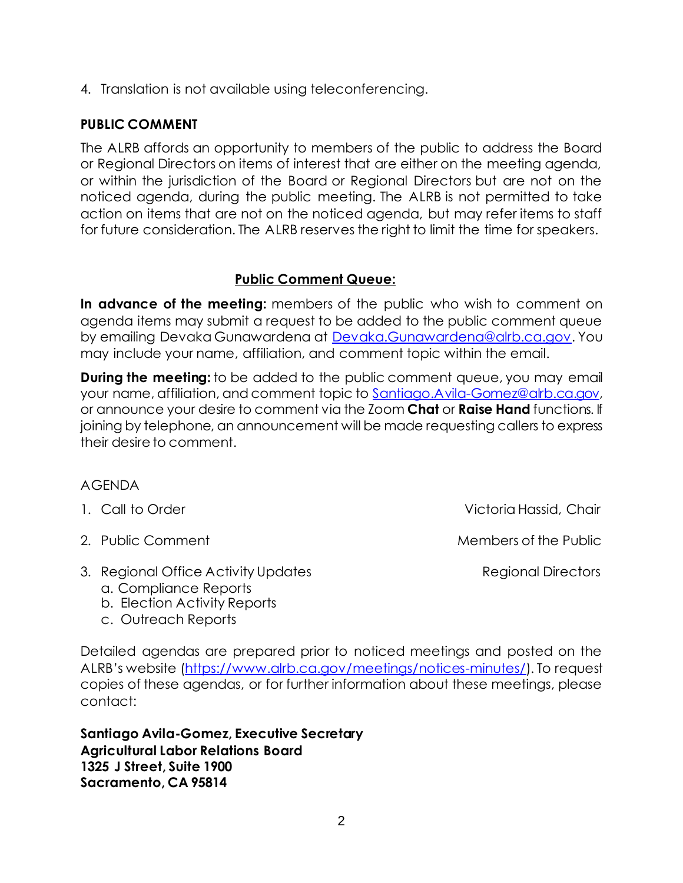4. Translation is not available using teleconferencing.

**PUBLIC COMMENT**

The ALRB affords an opportunity to members of the public to address the Board or Regional Directors on items of interest that are either on the meeting agenda, or within the jurisdiction of the Board or Regional Directors but are not on the noticed agenda, during the public meeting. The ALRB is not permitted to take action on items that are not on the noticed agenda, but may refer items to staff for future consideration. The ALRB reserves the right to limit the time for speakers.

**Public Comment Queue:**

**In advance of the meeting:** members of the public who wish to comment on agenda items may submit a request to be added to the public comment queue by emailing Devaka Gunawardena at Devaka.Gunawardena@alrb.ca.gov. You may include your name, affiliation, and comment topic within the email.

**During the meeting:** to be added to the public comment queue, you may email your name, affiliation, and comment topic to Santiago.Avila-Gomez@alrb.ca.gov, or announce your desire to comment via the Zoom **Chat** or **Raise Hand** functions. If joining by telephone, an announcement will be made requesting callers to express their desire to comment.

AGENDA

1. Call to Order — Victoria Hassid, Chair
2. Public Comment — Members of the Public
3. Regional Office Activity Updates — Regional Directors
   a. Compliance Reports
   b. Election Activity Reports
   c. Outreach Reports

Detailed agendas are prepared prior to noticed meetings and posted on the ALRB's website (https://www.alrb.ca.gov/meetings/notices-minutes/). To request copies of these agendas, or for further information about these meetings, please contact:

**Santiago Avila-Gomez, Executive Secretary**
**Agricultural Labor Relations Board**
**1325 J Street, Suite 1900**
**Sacramento, CA 95814**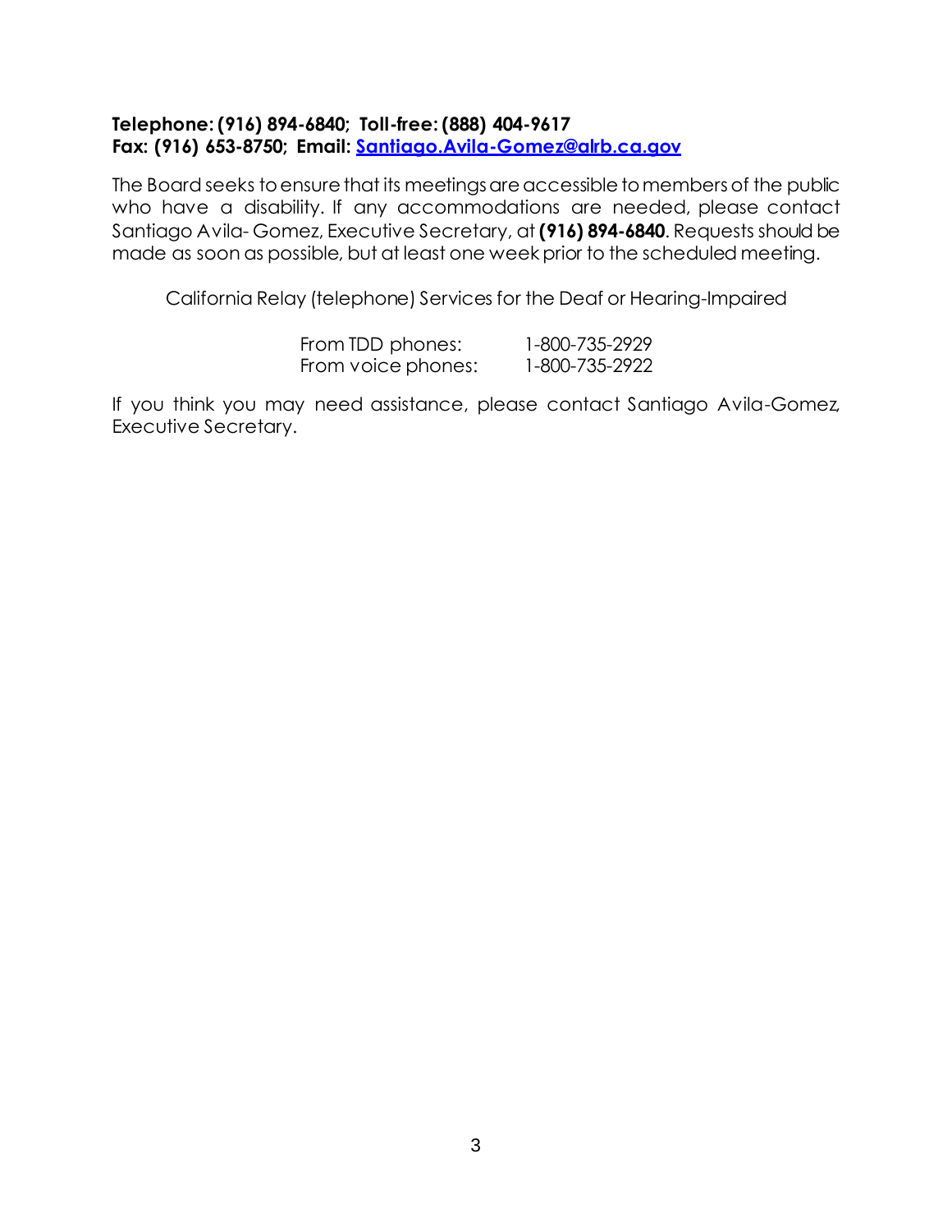**Telephone: (916) 894-6840; Toll-free: (888) 404-9617**
**Fax: (916) 653-8750; Email: [Santiago.Avila-Gomez@alrb.ca.gov](mailto:Santiago.Avila-Gomez@alrb.ca.gov)**

The Board seeks to ensure that its meetings are accessible to members of the public who have a disability. If any accommodations are needed, please contact Santiago Avila- Gomez, Executive Secretary, at **(916) 894-6840**. Requests should be made as soon as possible, but at least one week prior to the scheduled meeting.

California Relay (telephone) Services for the Deaf or Hearing-Impaired

| | |
|---|---|
| From TDD phones: | 1-800-735-2929 |
| From voice phones: | 1-800-735-2922 |

If you think you may need assistance, please contact Santiago Avila-Gomez, Executive Secretary.